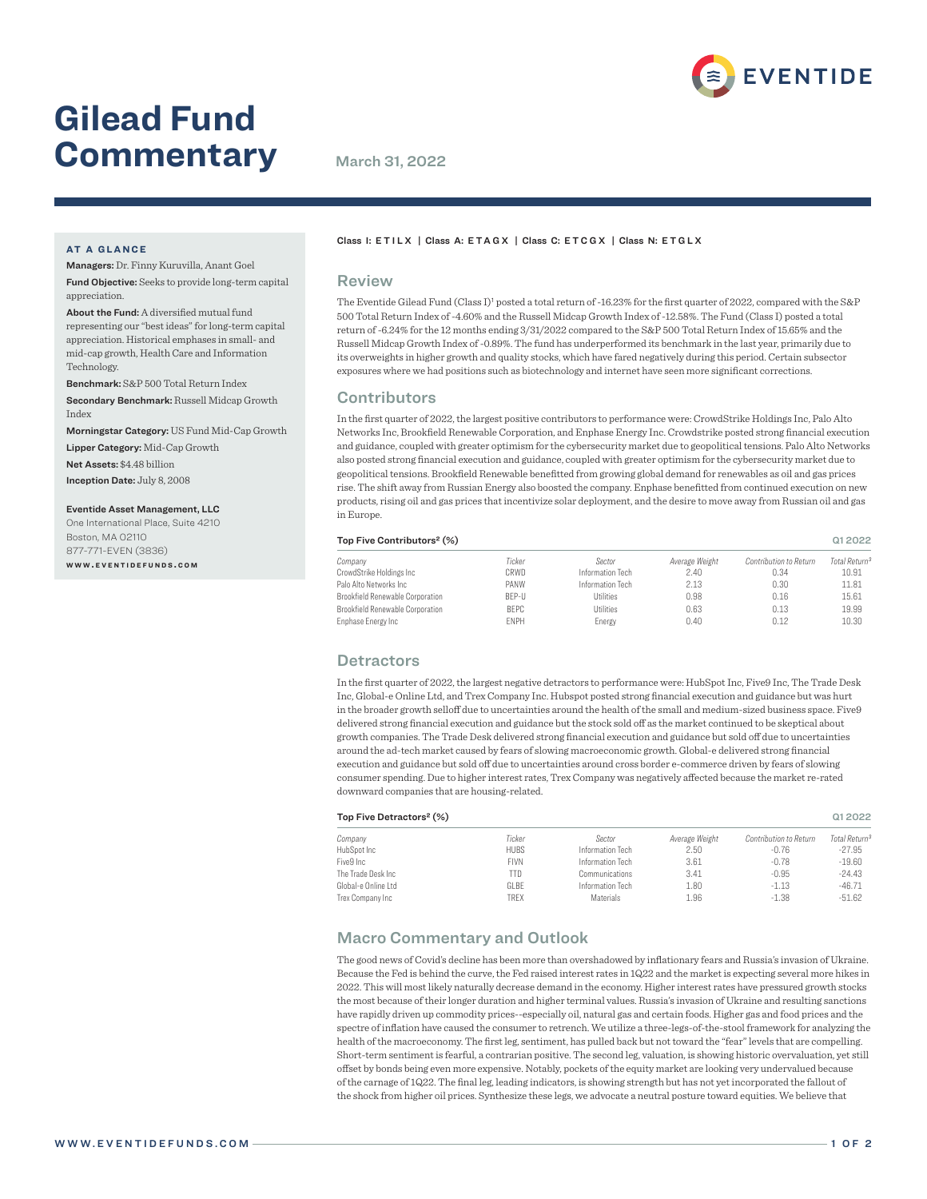# Gilead Fund Commentary

March 31, 2022

**AT A GLANCE**

**Managers:** Dr. Finny Kuruvilla, Anant Goel

**Fund Objective:** Seeks to provide long-term capital appreciation.

**About the Fund:** A diversified mutual fund representing our "best ideas" for long-term capital appreciation. Historical emphases in small- and mid-cap growth, Health Care and Information Technology.

**Benchmark:** S&P 500 Total Return Index

**Secondary Benchmark:** Russell Midcap Growth Index

**Morningstar Category:** US Fund Mid-Cap Growth

**Lipper Category:** Mid-Cap Growth

**Net Assets:** $4.48 billion

**Inception Date:** July 8, 2008

**Eventide Asset Management, LLC**
One International Place, Suite 4210
Boston, MA 02110
877-771-EVEN (3836)
**WWW.EVENTIDEFUNDS.COM**

**Class I: ETILX | Class A: ETAGX | Class C: ETCGX | Class N: ETGLX**

## Review

The Eventide Gilead Fund (Class I)[1] posted a total return of -16.23% for the first quarter of 2022, compared with the S&P 500 Total Return Index of -4.60% and the Russell Midcap Growth Index of -12.58%. The Fund (Class I) posted a total return of -6.24% for the 12 months ending 3/31/2022 compared to the S&P 500 Total Return Index of 15.65% and the Russell Midcap Growth Index of -0.89%. The fund has underperformed its benchmark in the last year, primarily due to its overweights in higher growth and quality stocks, which have fared negatively during this period. Certain subsector exposures where we had positions such as biotechnology and internet have seen more significant corrections.

## Contributors

In the first quarter of 2022, the largest positive contributors to performance were: CrowdStrike Holdings Inc, Palo Alto Networks Inc, Brookfield Renewable Corporation, and Enphase Energy Inc. Crowdstrike posted strong financial execution and guidance, coupled with greater optimism for the cybersecurity market due to geopolitical tensions. Palo Alto Networks also posted strong financial execution and guidance, coupled with greater optimism for the cybersecurity market due to geopolitical tensions. Brookfield Renewable benefitted from growing global demand for renewables as oil and gas prices rise. The shift away from Russian Energy also boosted the company. Enphase benefitted from continued execution on new products, rising oil and gas prices that incentivize solar deployment, and the desire to move away from Russian oil and gas in Europe.

**Top Five Contributors[2] (%)** — Q1 2022

| Company | Ticker | Sector | Average Weight | Contribution to Return | Total Return[3] |
|---|---|---|---|---|---|
| CrowdStrike Holdings Inc | CRWD | Information Tech | 2.40 | 0.34 | 10.91 |
| Palo Alto Networks Inc | PANW | Information Tech | 2.13 | 0.30 | 11.81 |
| Brookfield Renewable Corporation | BEP-U | Utilities | 0.98 | 0.16 | 15.61 |
| Brookfield Renewable Corporation | BEPC | Utilities | 0.63 | 0.13 | 19.99 |
| Enphase Energy Inc | ENPH | Energy | 0.40 | 0.12 | 10.30 |

## Detractors

In the first quarter of 2022, the largest negative detractors to performance were: HubSpot Inc, Five9 Inc, The Trade Desk Inc, Global-e Online Ltd, and Trex Company Inc. Hubspot posted strong financial execution and guidance but was hurt in the broader growth selloff due to uncertainties around the health of the small and medium-sized business space. Five9 delivered strong financial execution and guidance but the stock sold off as the market continued to be skeptical about growth companies. The Trade Desk delivered strong financial execution and guidance but sold off due to uncertainties around the ad-tech market caused by fears of slowing macroeconomic growth. Global-e delivered strong financial execution and guidance but sold off due to uncertainties around cross border e-commerce driven by fears of slowing consumer spending. Due to higher interest rates, Trex Company was negatively affected because the market re-rated downward companies that are housing-related.

**Top Five Detractors[2] (%)** — Q1 2022

| Company | Ticker | Sector | Average Weight | Contribution to Return | Total Return[3] |
|---|---|---|---|---|---|
| HubSpot Inc | HUBS | Information Tech | 2.50 | -0.76 | -27.95 |
| Five9 Inc | FIVN | Information Tech | 3.61 | -0.78 | -19.60 |
| The Trade Desk Inc | TTD | Communications | 3.41 | -0.95 | -24.43 |
| Global-e Online Ltd | GLBE | Information Tech | 1.80 | -1.13 | -46.71 |
| Trex Company Inc | TREX | Materials | 1.96 | -1.38 | -51.62 |

## Macro Commentary and Outlook

The good news of Covid's decline has been more than overshadowed by inflationary fears and Russia's invasion of Ukraine. Because the Fed is behind the curve, the Fed raised interest rates in 1Q22 and the market is expecting several more hikes in 2022. This will most likely naturally decrease demand in the economy. Higher interest rates have pressured growth stocks the most because of their longer duration and higher terminal values. Russia's invasion of Ukraine and resulting sanctions have rapidly driven up commodity prices--especially oil, natural gas and certain foods. Higher gas and food prices and the spectre of inflation have caused the consumer to retrench. We utilize a three-legs-of-the-stool framework for analyzing the health of the macroeconomy. The first leg, sentiment, has pulled back but not toward the "fear" levels that are compelling. Short-term sentiment is fearful, a contrarian positive. The second leg, valuation, is showing historic overvaluation, yet still offset by bonds being even more expensive. Notably, pockets of the equity market are looking very undervalued because of the carnage of 1Q22. The final leg, leading indicators, is showing strength but has not yet incorporated the fallout of the shock from higher oil prices. Synthesize these legs, we advocate a neutral posture toward equities. We believe that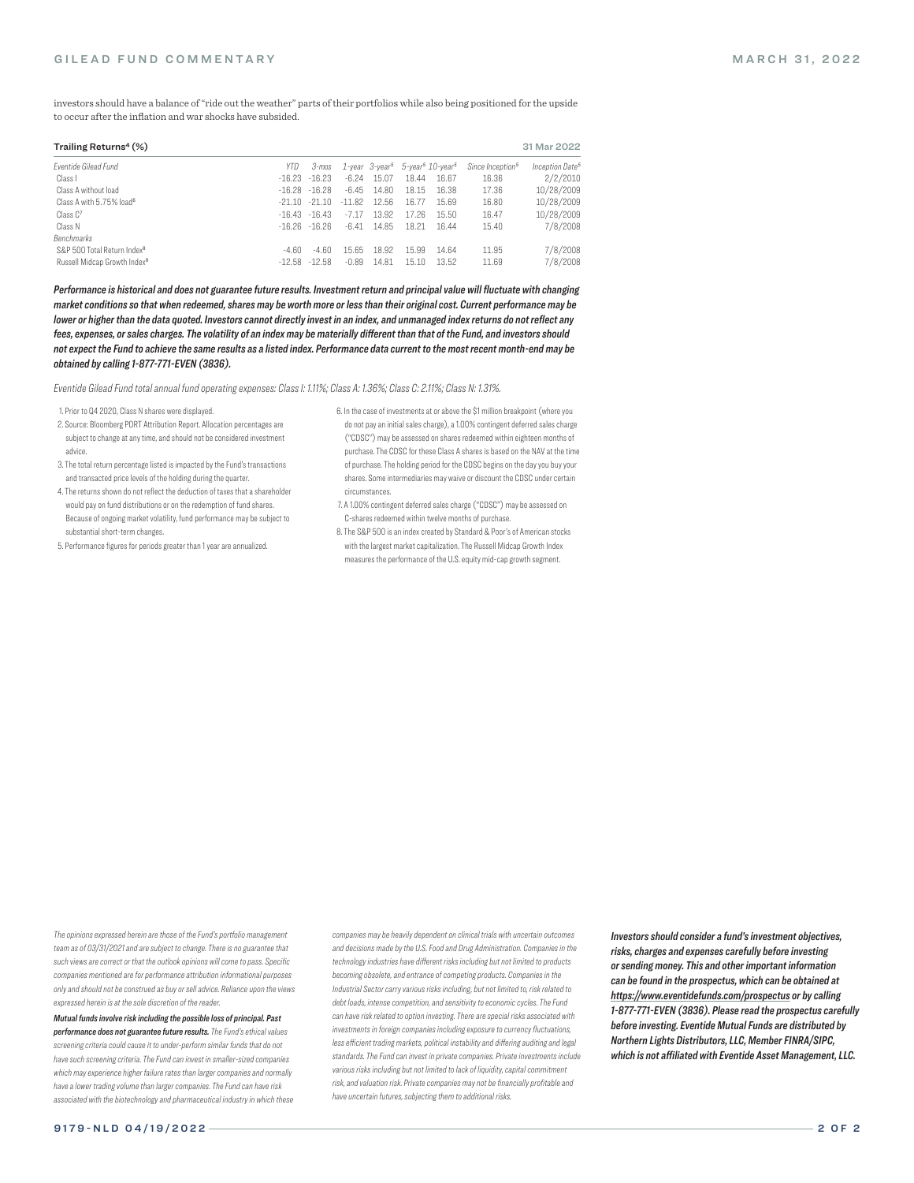investors should have a balance of "ride out the weather" parts of their portfolios while also being positioned for the upside to occur after the inflation and war shocks have subsided.

**Trailing Returns[4] (%)** — 31 Mar 2022

| *Eventide Gilead Fund* | *YTD* | *3-mos* | *1-year* | *3-year[5]* | *5-year[5]* | *10-year[5]* | *Since Inception[5]* | *Inception Date[5]* |
|---|---|---|---|---|---|---|---|---|
| Class I | -16.23 | -16.23 | -6.24 | 15.07 | 18.44 | 16.67 | 16.36 | 2/2/2010 |
| Class A without load | -16.28 | -16.28 | -6.45 | 14.80 | 18.15 | 16.38 | 17.36 | 10/28/2009 |
| Class A with 5.75% load[6] | -21.10 | -21.10 | -11.82 | 12.56 | 16.77 | 15.69 | 16.80 | 10/28/2009 |
| Class C[7] | -16.43 | -16.43 | -7.17 | 13.92 | 17.26 | 15.50 | 16.47 | 10/28/2009 |
| Class N | -16.26 | -16.26 | -6.41 | 14.85 | 18.21 | 16.44 | 15.40 | 7/8/2008 |
| *Benchmarks* | | | | | | | | |
| S&P 500 Total Return Index[8] | -4.60 | -4.60 | 15.65 | 18.92 | 15.99 | 14.64 | 11.95 | 7/8/2008 |
| Russell Midcap Growth Index[8] | -12.58 | -12.58 | -0.89 | 14.81 | 15.10 | 13.52 | 11.69 | 7/8/2008 |

***Performance is historical and does not guarantee future results. Investment return and principal value will fluctuate with changing market conditions so that when redeemed, shares may be worth more or less than their original cost. Current performance may be lower or higher than the data quoted. Investors cannot directly invest in an index, and unmanaged index returns do not reflect any fees, expenses, or sales charges. The volatility of an index may be materially different than that of the Fund, and investors should not expect the Fund to achieve the same results as a listed index. Performance data current to the most recent month-end may be obtained by calling 1-877-771-EVEN (3836).***

*Eventide Gilead Fund total annual fund operating expenses: Class I: 1.11%; Class A: 1.36%; Class C: 2.11%; Class N: 1.31%.*

1. Prior to Q4 2020, Class N shares were displayed.
2. Source: Bloomberg PORT Attribution Report. Allocation percentages are subject to change at any time, and should not be considered investment advice.
3. The total return percentage listed is impacted by the Fund's transactions and transacted price levels of the holding during the quarter.
4. The returns shown do not reflect the deduction of taxes that a shareholder would pay on fund distributions or on the redemption of fund shares. Because of ongoing market volatility, fund performance may be subject to substantial short-term changes.
5. Performance figures for periods greater than 1 year are annualized.
6. In the case of investments at or above the $1 million breakpoint (where you do not pay an initial sales charge), a 1.00% contingent deferred sales charge ("CDSC") may be assessed on shares redeemed within eighteen months of purchase. The CDSC for these Class A shares is based on the NAV at the time of purchase. The holding period for the CDSC begins on the day you buy your shares. Some intermediaries may waive or discount the CDSC under certain circumstances.
7. A 1.00% contingent deferred sales charge ("CDSC") may be assessed on C-shares redeemed within twelve months of purchase.
8. The S&P 500 is an index created by Standard & Poor's of American stocks with the largest market capitalization. The Russell Midcap Growth Index measures the performance of the U.S. equity mid-cap growth segment.

*The opinions expressed herein are those of the Fund's portfolio management team as of 03/31/2021 and are subject to change. There is no guarantee that such views are correct or that the outlook opinions will come to pass. Specific companies mentioned are for performance attribution informational purposes only and should not be construed as buy or sell advice. Reliance upon the views expressed herein is at the sole discretion of the reader.*

***Mutual funds involve risk including the possible loss of principal. Past performance does not guarantee future results.*** *The Fund's ethical values screening criteria could cause it to under-perform similar funds that do not have such screening criteria. The Fund can invest in smaller-sized companies which may experience higher failure rates than larger companies and normally have a lower trading volume than larger companies. The Fund can have risk associated with the biotechnology and pharmaceutical industry in which these companies may be heavily dependent on clinical trials with uncertain outcomes and decisions made by the U.S. Food and Drug Administration. Companies in the technology industries have different risks including but not limited to products becoming obsolete, and entrance of competing products. Companies in the Industrial Sector carry various risks including, but not limited to, risk related to debt loads, intense competition, and sensitivity to economic cycles. The Fund can have risk related to option investing. There are special risks associated with investments in foreign companies including exposure to currency fluctuations, less efficient trading markets, political instability and differing auditing and legal standards. The Fund can invest in private companies. Private investments include various risks including but not limited to lack of liquidity, capital commitment risk, and valuation risk. Private companies may not be financially profitable and have uncertain futures, subjecting them to additional risks.*

***Investors should consider a fund's investment objectives, risks, charges and expenses carefully before investing or sending money. This and other important information can be found in the prospectus, which can be obtained at https://www.eventidefunds.com/prospectus or by calling 1-877-771-EVEN (3836). Please read the prospectus carefully before investing. Eventide Mutual Funds are distributed by Northern Lights Distributors, LLC, Member FINRA/SIPC, which is not affiliated with Eventide Asset Management, LLC.***

9179-NLD 04/19/2022